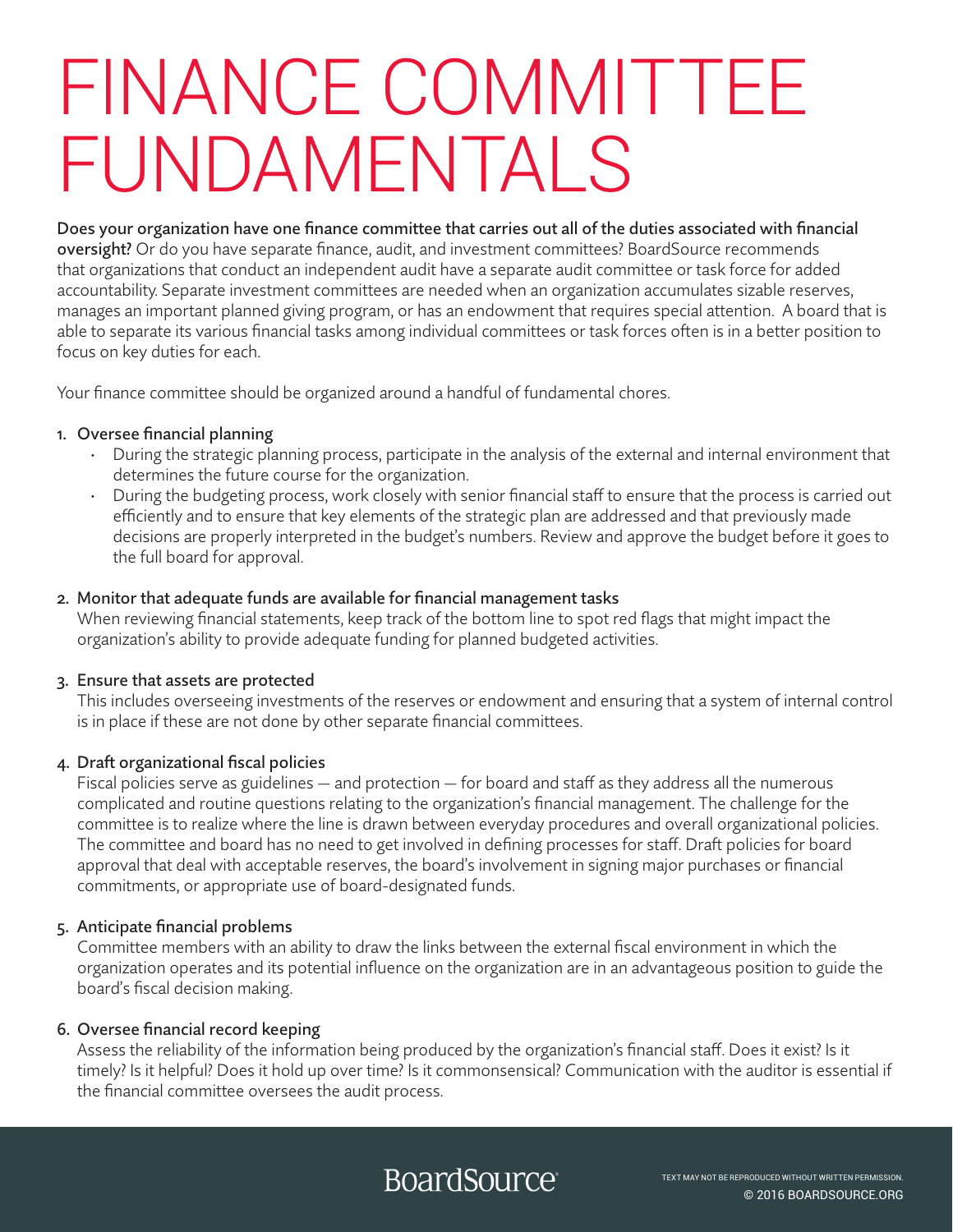# FINANCE COMMITTEE FUNDAMENTALS

**Does your organization have one finance committee that carries out all of the duties associated with financial oversight?** Or do you have separate finance, audit, and investment committees? BoardSource recommends that organizations that conduct an independent audit have a separate audit committee or task force for added accountability. Separate investment committees are needed when an organization accumulates sizable reserves, manages an important planned giving program, or has an endowment that requires special attention. A board that is able to separate its various financial tasks among individual committees or task forces often is in a better position to focus on key duties for each.

Your finance committee should be organized around a handful of fundamental chores.

1. Oversee financial planning
   - During the strategic planning process, participate in the analysis of the external and internal environment that determines the future course for the organization.
   - During the budgeting process, work closely with senior financial staff to ensure that the process is carried out efficiently and to ensure that key elements of the strategic plan are addressed and that previously made decisions are properly interpreted in the budget's numbers. Review and approve the budget before it goes to the full board for approval.

2. Monitor that adequate funds are available for financial management tasks
   When reviewing financial statements, keep track of the bottom line to spot red flags that might impact the organization's ability to provide adequate funding for planned budgeted activities.

3. Ensure that assets are protected
   This includes overseeing investments of the reserves or endowment and ensuring that a system of internal control is in place if these are not done by other separate financial committees.

4. Draft organizational fiscal policies
   Fiscal policies serve as guidelines — and protection — for board and staff as they address all the numerous complicated and routine questions relating to the organization's financial management. The challenge for the committee is to realize where the line is drawn between everyday procedures and overall organizational policies. The committee and board has no need to get involved in defining processes for staff. Draft policies for board approval that deal with acceptable reserves, the board's involvement in signing major purchases or financial commitments, or appropriate use of board-designated funds.

5. Anticipate financial problems
   Committee members with an ability to draw the links between the external fiscal environment in which the organization operates and its potential influence on the organization are in an advantageous position to guide the board's fiscal decision making.

6. Oversee financial record keeping
   Assess the reliability of the information being produced by the organization's financial staff. Does it exist? Is it timely? Is it helpful? Does it hold up over time? Is it commonsensical? Communication with the auditor is essential if the financial committee oversees the audit process.

BoardSource®

TEXT MAY NOT BE REPRODUCED WITHOUT WRITTEN PERMISSION.
© 2016 BOARDSOURCE.ORG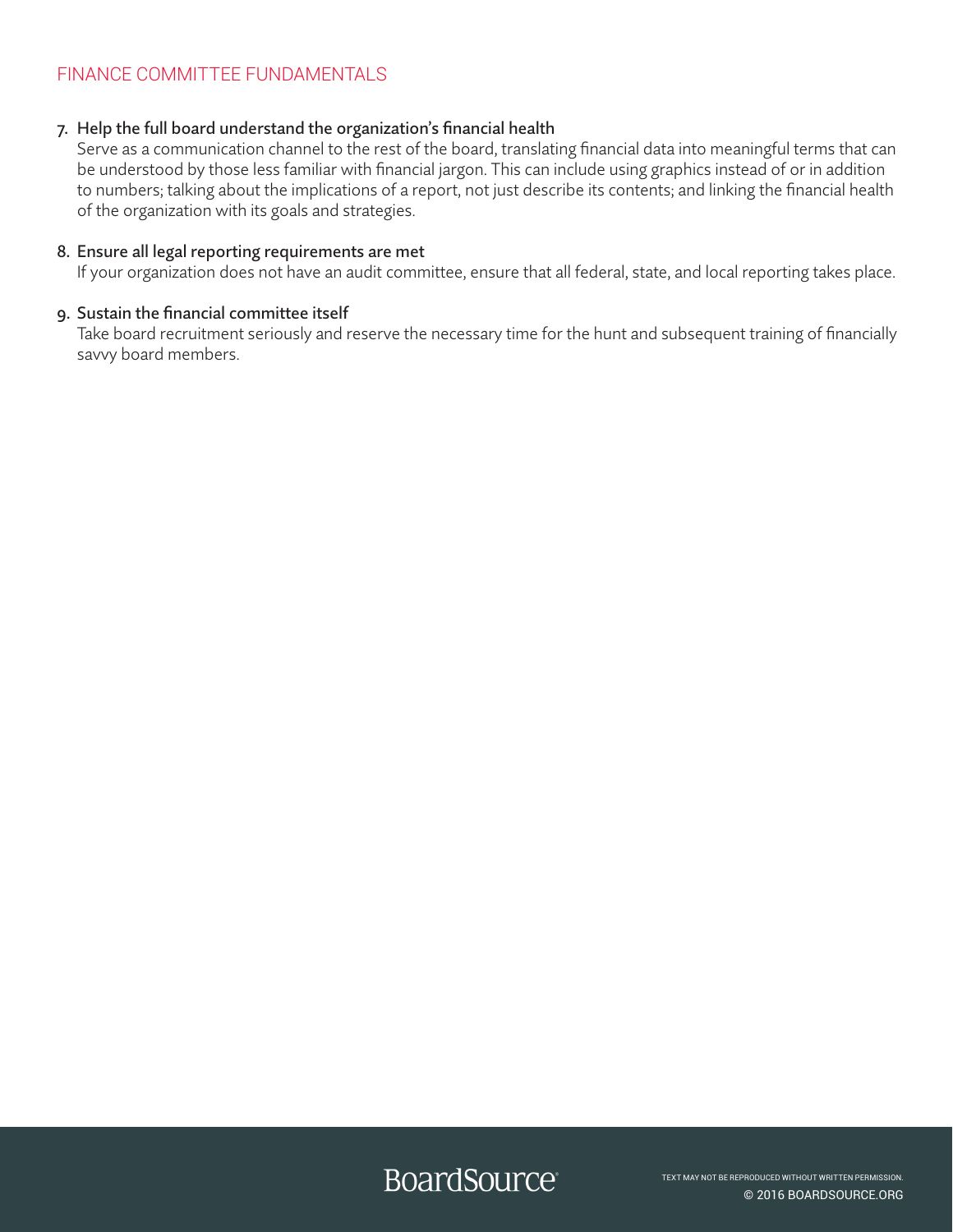7. **Help the full board understand the organization's financial health**
   Serve as a communication channel to the rest of the board, translating financial data into meaningful terms that can be understood by those less familiar with financial jargon. This can include using graphics instead of or in addition to numbers; talking about the implications of a report, not just describe its contents; and linking the financial health of the organization with its goals and strategies.

8. **Ensure all legal reporting requirements are met**
   If your organization does not have an audit committee, ensure that all federal, state, and local reporting takes place.

9. **Sustain the financial committee itself**
   Take board recruitment seriously and reserve the necessary time for the hunt and subsequent training of financially savvy board members.

BoardSource®

TEXT MAY NOT BE REPRODUCED WITHOUT WRITTEN PERMISSION.
© 2016 BOARDSOURCE.ORG